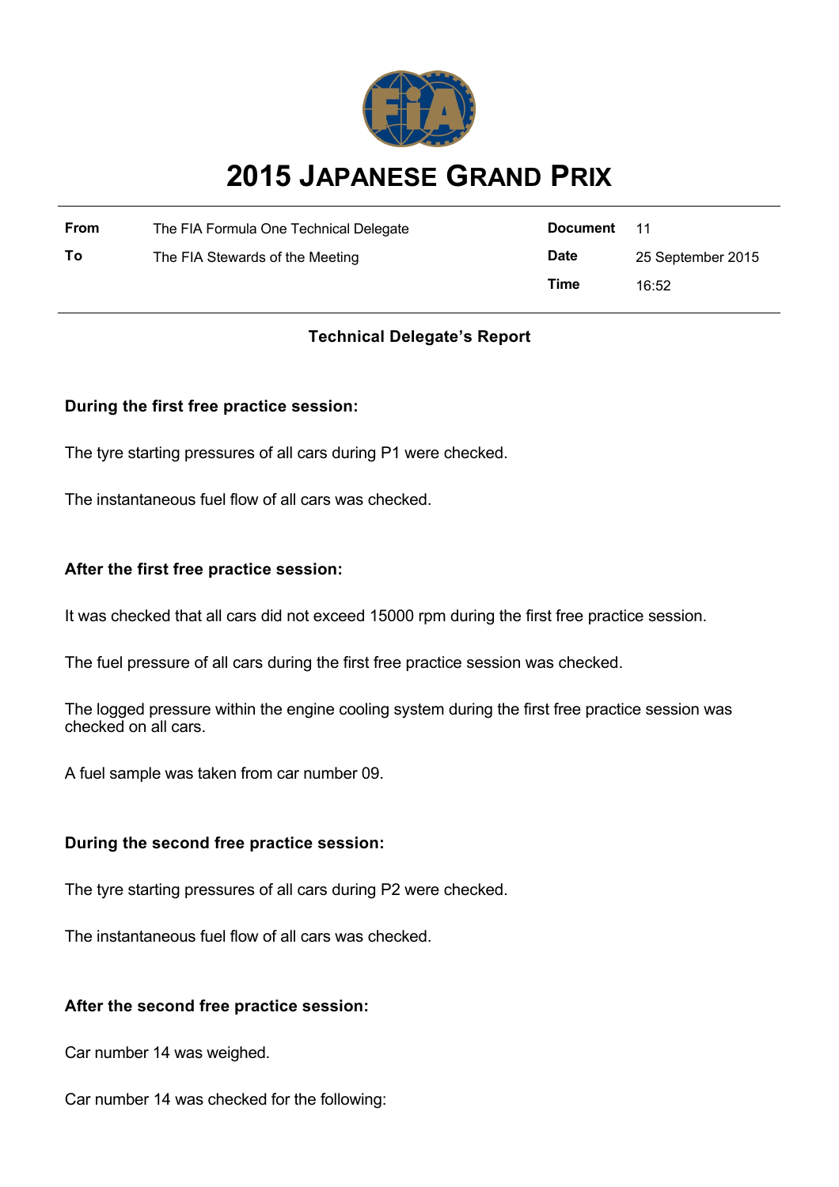# 2015 JAPANESE GRAND PRIX

| | | | |
|---|---|---|---|
| **From** | The FIA Formula One Technical Delegate | **Document** | 11 |
| **To** | The FIA Stewards of the Meeting | **Date** | 25 September 2015 |
| | | **Time** | 16:52 |

## Technical Delegate's Report

### During the first free practice session:

The tyre starting pressures of all cars during P1 were checked.

The instantaneous fuel flow of all cars was checked.

### After the first free practice session:

It was checked that all cars did not exceed 15000 rpm during the first free practice session.

The fuel pressure of all cars during the first free practice session was checked.

The logged pressure within the engine cooling system during the first free practice session was checked on all cars.

A fuel sample was taken from car number 09.

### During the second free practice session:

The tyre starting pressures of all cars during P2 were checked.

The instantaneous fuel flow of all cars was checked.

### After the second free practice session:

Car number 14 was weighed.

Car number 14 was checked for the following: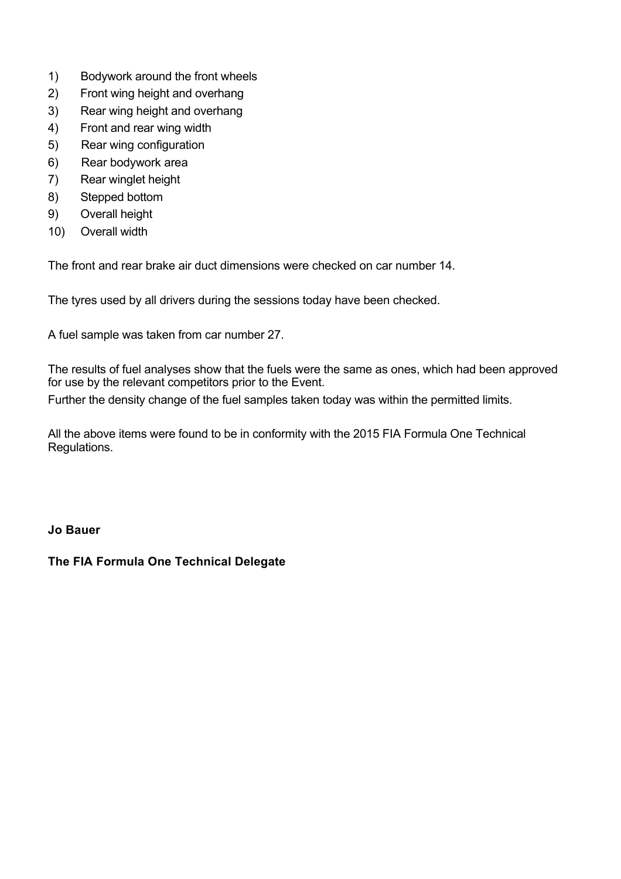1) Bodywork around the front wheels
2) Front wing height and overhang
3) Rear wing height and overhang
4) Front and rear wing width
5) Rear wing configuration
6) Rear bodywork area
7) Rear winglet height
8) Stepped bottom
9) Overall height
10) Overall width

The front and rear brake air duct dimensions were checked on car number 14.

The tyres used by all drivers during the sessions today have been checked.

A fuel sample was taken from car number 27.

The results of fuel analyses show that the fuels were the same as ones, which had been approved for use by the relevant competitors prior to the Event.

Further the density change of the fuel samples taken today was within the permitted limits.

All the above items were found to be in conformity with the 2015 FIA Formula One Technical Regulations.

**Jo Bauer**

**The FIA Formula One Technical Delegate**